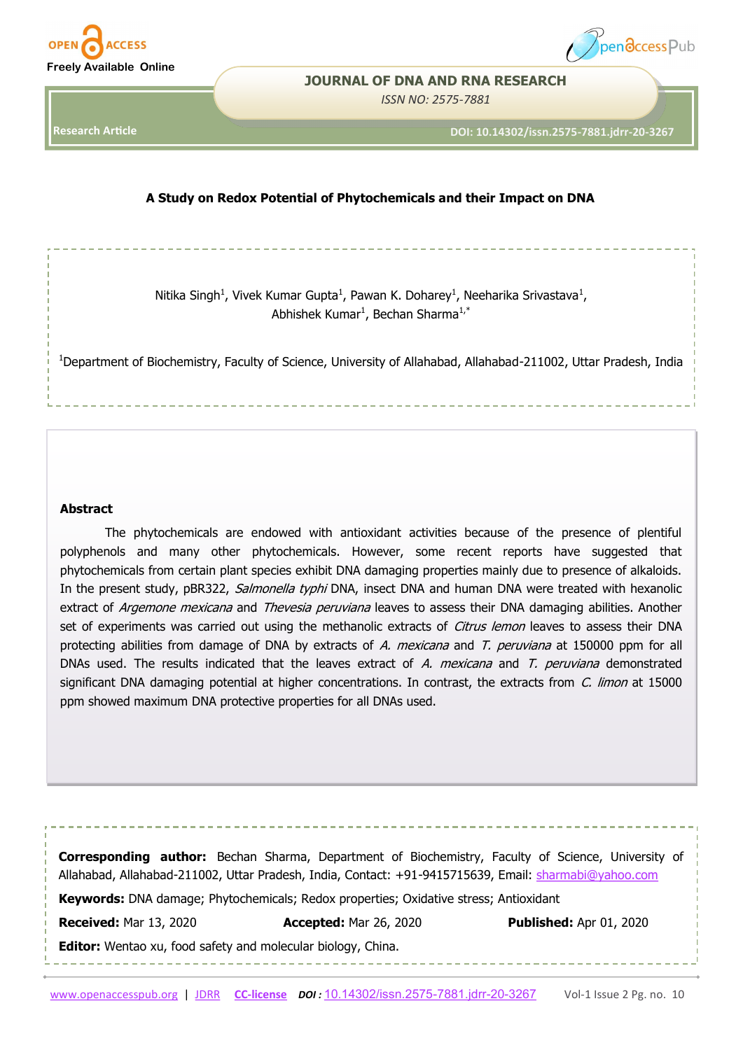Research Article

# A Study on Redox Potential of Phytochemicals and their Impact on DNA

Nitika Singh[1], Vivek Kumar Gupta[1], Pawan K. Doharey[1], Neeharika Srivastava[1], Abhishek Kumar[1], Bechan Sharma[1,*]

[1]Department of Biochemistry, Faculty of Science, University of Allahabad, Allahabad-211002, Uttar Pradesh, India

## Abstract

The phytochemicals are endowed with antioxidant activities because of the presence of plentiful polyphenols and many other phytochemicals. However, some recent reports have suggested that phytochemicals from certain plant species exhibit DNA damaging properties mainly due to presence of alkaloids. In the present study, pBR322, *Salmonella typhi* DNA, insect DNA and human DNA were treated with hexanolic extract of *Argemone mexicana* and *Thevesia peruviana* leaves to assess their DNA damaging abilities. Another set of experiments was carried out using the methanolic extracts of *Citrus lemon* leaves to assess their DNA protecting abilities from damage of DNA by extracts of *A. mexicana* and *T. peruviana* at 150000 ppm for all DNAs used. The results indicated that the leaves extract of *A. mexicana* and *T. peruviana* demonstrated significant DNA damaging potential at higher concentrations. In contrast, the extracts from *C. limon* at 15000 ppm showed maximum DNA protective properties for all DNAs used.

**Corresponding author:** Bechan Sharma, Department of Biochemistry, Faculty of Science, University of Allahabad, Allahabad-211002, Uttar Pradesh, India, Contact: +91-9415715639, Email: sharmabi@yahoo.com

**Keywords:** DNA damage; Phytochemicals; Redox properties; Oxidative stress; Antioxidant

**Received:** Mar 13, 2020 **Accepted:** Mar 26, 2020 **Published:** Apr 01, 2020

**Editor:** Wentao xu, food safety and molecular biology, China.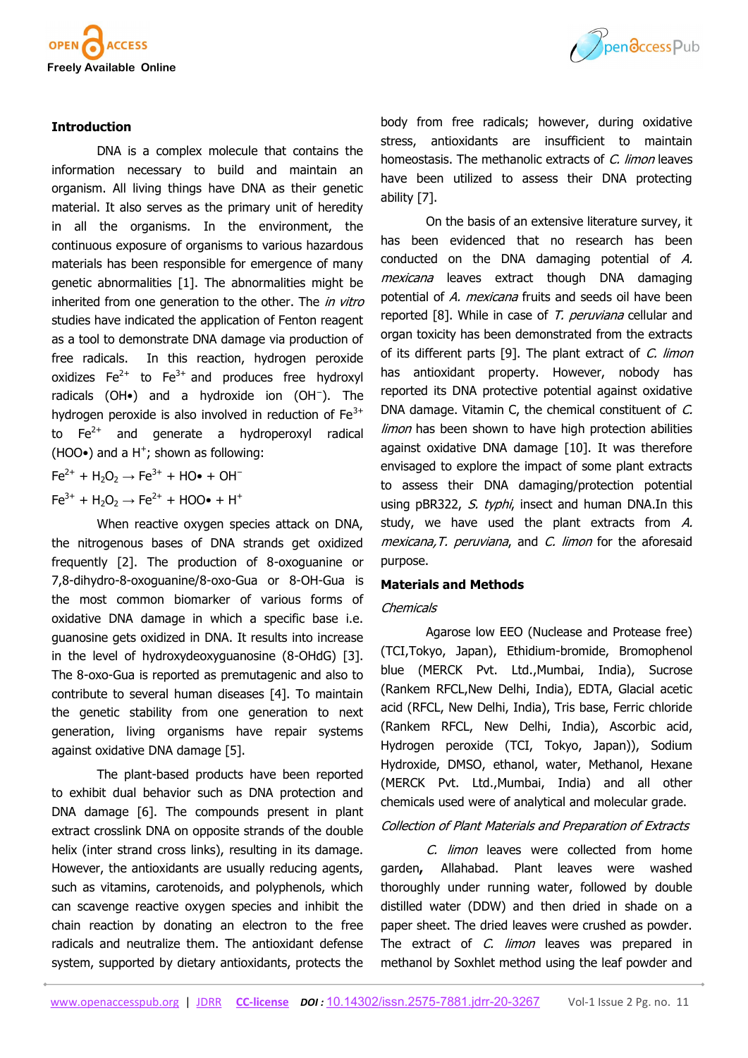## Introduction

DNA is a complex molecule that contains the information necessary to build and maintain an organism. All living things have DNA as their genetic material. It also serves as the primary unit of heredity in all the organisms. In the environment, the continuous exposure of organisms to various hazardous materials has been responsible for emergence of many genetic abnormalities [1]. The abnormalities might be inherited from one generation to the other. The *in vitro* studies have indicated the application of Fenton reagent as a tool to demonstrate DNA damage via production of free radicals. In this reaction, hydrogen peroxide oxidizes $Fe^{2+}$ to $Fe^{3+}$ and produces free hydroxyl radicals (OH•) and a hydroxide ion ($OH^-$). The hydrogen peroxide is also involved in reduction of $Fe^{3+}$ to $Fe^{2+}$ and generate a hydroperoxyl radical (HOO•) and a $H^+$; shown as following:

$$Fe^{2+} + H_2O_2 \rightarrow Fe^{3+} + HO\bullet + OH^-$$

$$Fe^{3+} + H_2O_2 \rightarrow Fe^{2+} + HOO\bullet + H^+$$

When reactive oxygen species attack on DNA, the nitrogenous bases of DNA strands get oxidized frequently [2]. The production of 8-oxoguanine or 7,8-dihydro-8-oxoguanine/8-oxo-Gua or 8-OH-Gua is the most common biomarker of various forms of oxidative DNA damage in which a specific base i.e. guanosine gets oxidized in DNA. It results into increase in the level of hydroxydeoxyguanosine (8-OHdG) [3]. The 8-oxo-Gua is reported as premutagenic and also to contribute to several human diseases [4]. To maintain the genetic stability from one generation to next generation, living organisms have repair systems against oxidative DNA damage [5].

The plant-based products have been reported to exhibit dual behavior such as DNA protection and DNA damage [6]. The compounds present in plant extract crosslink DNA on opposite strands of the double helix (inter strand cross links), resulting in its damage. However, the antioxidants are usually reducing agents, such as vitamins, carotenoids, and polyphenols, which can scavenge reactive oxygen species and inhibit the chain reaction by donating an electron to the free radicals and neutralize them. The antioxidant defense system, supported by dietary antioxidants, protects the body from free radicals; however, during oxidative stress, antioxidants are insufficient to maintain homeostasis. The methanolic extracts of *C. limon* leaves have been utilized to assess their DNA protecting ability [7].

On the basis of an extensive literature survey, it has been evidenced that no research has been conducted on the DNA damaging potential of *A. mexicana* leaves extract though DNA damaging potential of *A. mexicana* fruits and seeds oil have been reported [8]. While in case of *T. peruviana* cellular and organ toxicity has been demonstrated from the extracts of its different parts [9]. The plant extract of *C. limon* has antioxidant property. However, nobody has reported its DNA protective potential against oxidative DNA damage. Vitamin C, the chemical constituent of *C. limon* has been shown to have high protection abilities against oxidative DNA damage [10]. It was therefore envisaged to explore the impact of some plant extracts to assess their DNA damaging/protection potential using pBR322, *S. typhi*, insect and human DNA.In this study, we have used the plant extracts from *A. mexicana*, *T. peruviana*, and *C. limon* for the aforesaid purpose.

## Materials and Methods

### *Chemicals*

Agarose low EEO (Nuclease and Protease free) (TCI,Tokyo, Japan), Ethidium-bromide, Bromophenol blue (MERCK Pvt. Ltd.,Mumbai, India), Sucrose (Rankem RFCL,New Delhi, India), EDTA, Glacial acetic acid (RFCL, New Delhi, India), Tris base, Ferric chloride (Rankem RFCL, New Delhi, India), Ascorbic acid, Hydrogen peroxide (TCI, Tokyo, Japan)), Sodium Hydroxide, DMSO, ethanol, water, Methanol, Hexane (MERCK Pvt. Ltd.,Mumbai, India) and all other chemicals used were of analytical and molecular grade.

### *Collection of Plant Materials and Preparation of Extracts*

*C. limon* leaves were collected from home garden**,** Allahabad. Plant leaves were washed thoroughly under running water, followed by double distilled water (DDW) and then dried in shade on a paper sheet. The dried leaves were crushed as powder. The extract of *C. limon* leaves was prepared in methanol by Soxhlet method using the leaf powder and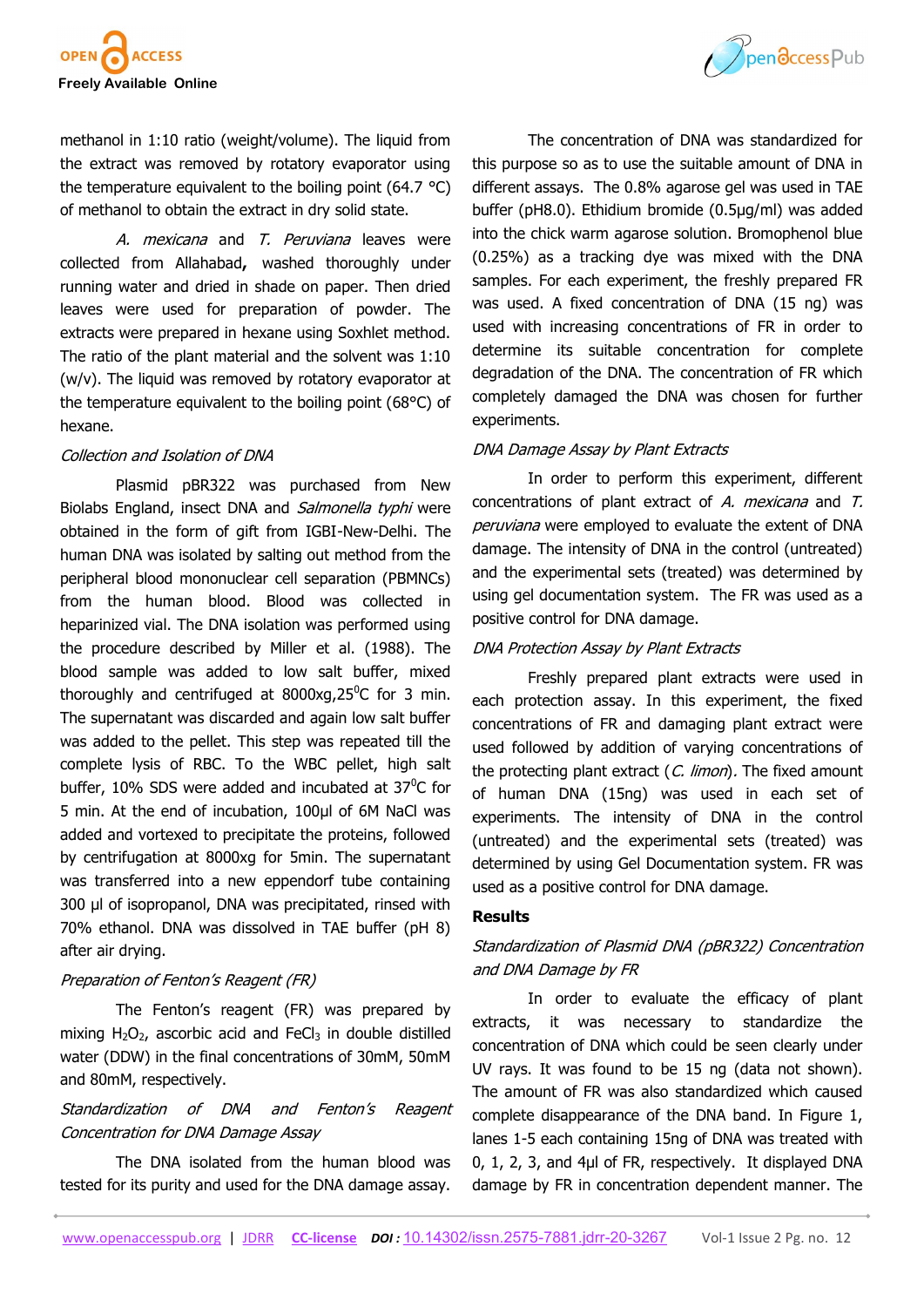methanol in 1:10 ratio (weight/volume). The liquid from the extract was removed by rotatory evaporator using the temperature equivalent to the boiling point (64.7 °C) of methanol to obtain the extract in dry solid state.

*A. mexicana* and *T. Peruviana* leaves were collected from Allahabad**,** washed thoroughly under running water and dried in shade on paper. Then dried leaves were used for preparation of powder. The extracts were prepared in hexane using Soxhlet method. The ratio of the plant material and the solvent was 1:10 (w/v). The liquid was removed by rotatory evaporator at the temperature equivalent to the boiling point (68°C) of hexane.

*Collection and Isolation of DNA*

Plasmid pBR322 was purchased from New Biolabs England, insect DNA and *Salmonella typhi* were obtained in the form of gift from IGBI-New-Delhi. The human DNA was isolated by salting out method from the peripheral blood mononuclear cell separation (PBMNCs) from the human blood. Blood was collected in heparinized vial. The DNA isolation was performed using the procedure described by Miller et al. (1988). The blood sample was added to low salt buffer, mixed thoroughly and centrifuged at 8000xg,25$^0$C for 3 min. The supernatant was discarded and again low salt buffer was added to the pellet. This step was repeated till the complete lysis of RBC. To the WBC pellet, high salt buffer, 10% SDS were added and incubated at 37$^0$C for 5 min. At the end of incubation, 100µl of 6M NaCl was added and vortexed to precipitate the proteins, followed by centrifugation at 8000xg for 5min. The supernatant was transferred into a new eppendorf tube containing 300 µl of isopropanol, DNA was precipitated, rinsed with 70% ethanol. DNA was dissolved in TAE buffer (pH 8) after air drying.

*Preparation of Fenton's Reagent (FR)*

The Fenton's reagent (FR) was prepared by mixing $H_2O_2$, ascorbic acid and $FeCl_3$ in double distilled water (DDW) in the final concentrations of 30mM, 50mM and 80mM, respectively.

*Standardization of DNA and Fenton's Reagent Concentration for DNA Damage Assay*

The DNA isolated from the human blood was tested for its purity and used for the DNA damage assay. The concentration of DNA was standardized for this purpose so as to use the suitable amount of DNA in different assays. The 0.8% agarose gel was used in TAE buffer (pH8.0). Ethidium bromide (0.5µg/ml) was added into the chick warm agarose solution. Bromophenol blue (0.25%) as a tracking dye was mixed with the DNA samples. For each experiment, the freshly prepared FR was used. A fixed concentration of DNA (15 ng) was used with increasing concentrations of FR in order to determine its suitable concentration for complete degradation of the DNA. The concentration of FR which completely damaged the DNA was chosen for further experiments.

*DNA Damage Assay by Plant Extracts*

In order to perform this experiment, different concentrations of plant extract of *A. mexicana* and *T. peruviana* were employed to evaluate the extent of DNA damage. The intensity of DNA in the control (untreated) and the experimental sets (treated) was determined by using gel documentation system. The FR was used as a positive control for DNA damage.

*DNA Protection Assay by Plant Extracts*

Freshly prepared plant extracts were used in each protection assay. In this experiment, the fixed concentrations of FR and damaging plant extract were used followed by addition of varying concentrations of the protecting plant extract (*C. limon*). The fixed amount of human DNA (15ng) was used in each set of experiments. The intensity of DNA in the control (untreated) and the experimental sets (treated) was determined by using Gel Documentation System. FR was used as a positive control for DNA damage.

## Results

*Standardization of Plasmid DNA (pBR322) Concentration and DNA Damage by FR*

In order to evaluate the efficacy of plant extracts, it was necessary to standardize the concentration of DNA which could be seen clearly under UV rays. It was found to be 15 ng (data not shown). The amount of FR was also standardized which caused complete disappearance of the DNA band. In Figure 1, lanes 1-5 each containing 15ng of DNA was treated with 0, 1, 2, 3, and 4µl of FR, respectively. It displayed DNA damage by FR in concentration dependent manner. The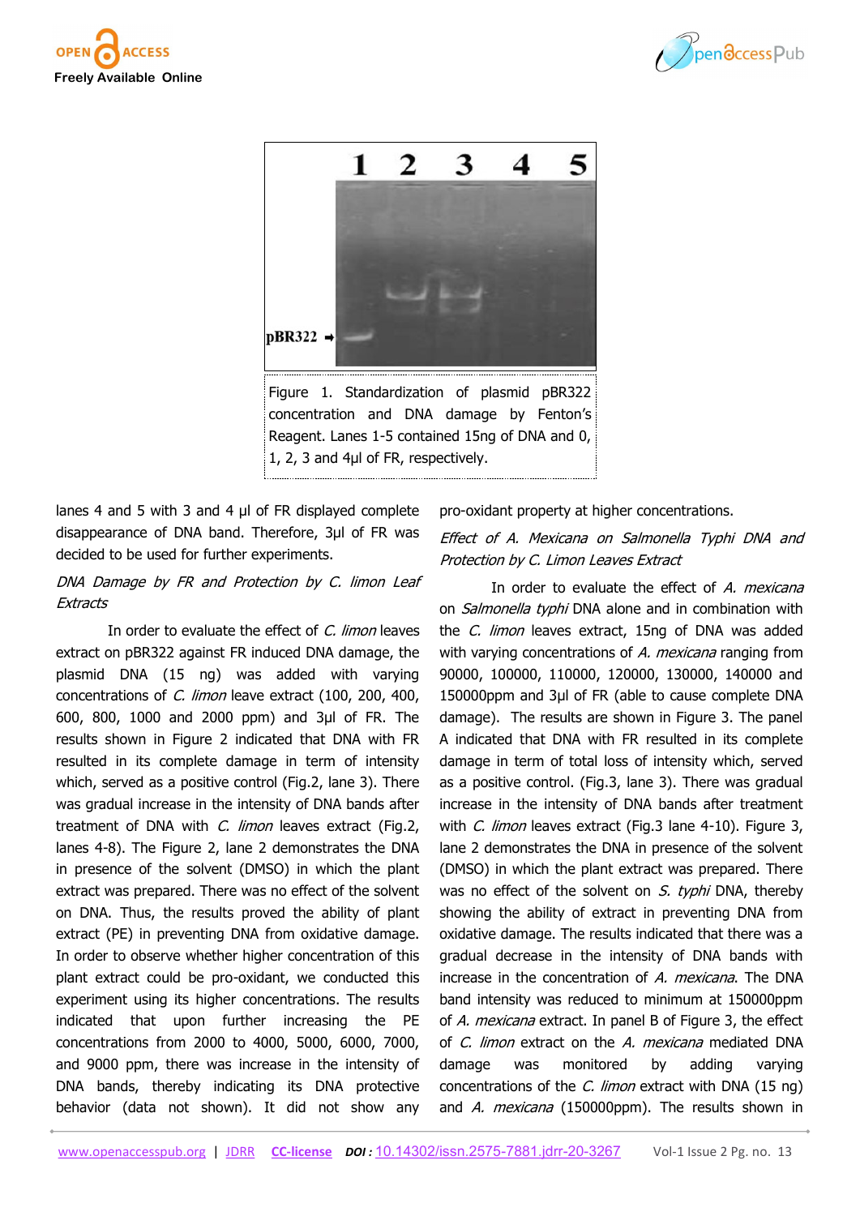Figure 1. Standardization of plasmid pBR322 concentration and DNA damage by Fenton's Reagent. Lanes 1-5 contained 15ng of DNA and 0, 1, 2, 3 and 4µl of FR, respectively.

lanes 4 and 5 with 3 and 4 µl of FR displayed complete disappearance of DNA band. Therefore, 3µl of FR was decided to be used for further experiments.

*DNA Damage by FR and Protection by C. limon Leaf Extracts*

In order to evaluate the effect of *C. limon* leaves extract on pBR322 against FR induced DNA damage, the plasmid DNA (15 ng) was added with varying concentrations of *C. limon* leave extract (100, 200, 400, 600, 800, 1000 and 2000 ppm) and 3µl of FR. The results shown in Figure 2 indicated that DNA with FR resulted in its complete damage in term of intensity which, served as a positive control (Fig.2, lane 3). There was gradual increase in the intensity of DNA bands after treatment of DNA with *C. limon* leaves extract (Fig.2, lanes 4-8). The Figure 2, lane 2 demonstrates the DNA in presence of the solvent (DMSO) in which the plant extract was prepared. There was no effect of the solvent on DNA. Thus, the results proved the ability of plant extract (PE) in preventing DNA from oxidative damage. In order to observe whether higher concentration of this plant extract could be pro-oxidant, we conducted this experiment using its higher concentrations. The results indicated that upon further increasing the PE concentrations from 2000 to 4000, 5000, 6000, 7000, and 9000 ppm, there was increase in the intensity of DNA bands, thereby indicating its DNA protective behavior (data not shown). It did not show any pro-oxidant property at higher concentrations.

*Effect of A. Mexicana on Salmonella Typhi DNA and Protection by C. Limon Leaves Extract*

In order to evaluate the effect of *A. mexicana* on *Salmonella typhi* DNA alone and in combination with the *C. limon* leaves extract, 15ng of DNA was added with varying concentrations of *A. mexicana* ranging from 90000, 100000, 110000, 120000, 130000, 140000 and 150000ppm and 3µl of FR (able to cause complete DNA damage). The results are shown in Figure 3. The panel A indicated that DNA with FR resulted in its complete damage in term of total loss of intensity which, served as a positive control. (Fig.3, lane 3). There was gradual increase in the intensity of DNA bands after treatment with *C. limon* leaves extract (Fig.3 lane 4-10). Figure 3, lane 2 demonstrates the DNA in presence of the solvent (DMSO) in which the plant extract was prepared. There was no effect of the solvent on *S. typhi* DNA, thereby showing the ability of extract in preventing DNA from oxidative damage. The results indicated that there was a gradual decrease in the intensity of DNA bands with increase in the concentration of *A. mexicana*. The DNA band intensity was reduced to minimum at 150000ppm of *A. mexicana* extract. In panel B of Figure 3, the effect of *C. limon* extract on the *A. mexicana* mediated DNA damage was monitored by adding varying concentrations of the *C. limon* extract with DNA (15 ng) and *A. mexicana* (150000ppm). The results shown in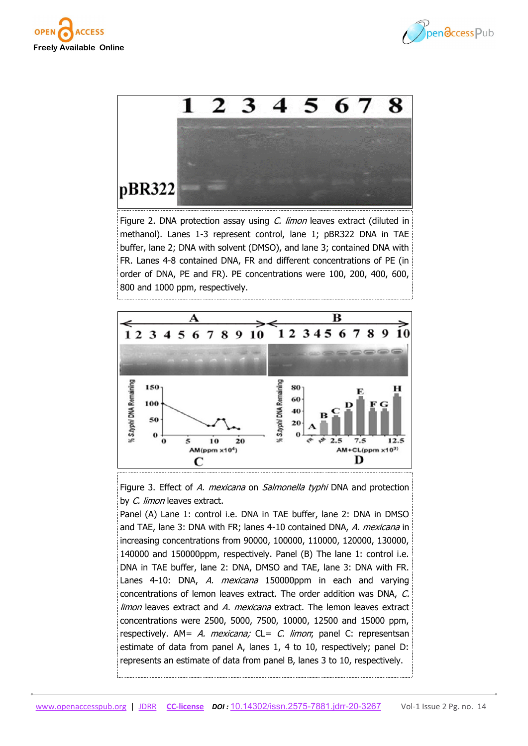Figure 2. DNA protection assay using *C. limon* leaves extract (diluted in methanol). Lanes 1-3 represent control, lane 1; pBR322 DNA in TAE buffer, lane 2; DNA with solvent (DMSO), and lane 3; contained DNA with FR. Lanes 4-8 contained DNA, FR and different concentrations of PE (in order of DNA, PE and FR). PE concentrations were 100, 200, 400, 600, 800 and 1000 ppm, respectively.

Figure 3. Effect of *A. mexicana* on *Salmonella typhi* DNA and protection by *C. limon* leaves extract.

Panel (A) Lane 1: control i.e. DNA in TAE buffer, lane 2: DNA in DMSO and TAE, lane 3: DNA with FR; lanes 4-10 contained DNA, *A. mexicana* in increasing concentrations from 90000, 100000, 110000, 120000, 130000, 140000 and 150000ppm, respectively. Panel (B) The lane 1: control i.e. DNA in TAE buffer, lane 2: DNA, DMSO and TAE, lane 3: DNA with FR. Lanes 4-10: DNA, *A. mexicana* 150000ppm in each and varying concentrations of lemon leaves extract. The order addition was DNA, *C. limon* leaves extract and *A. mexicana* extract. The lemon leaves extract concentrations were 2500, 5000, 7500, 10000, 12500 and 15000 ppm, respectively. AM= *A. mexicana;* CL= *C. limon*; panel C: representsan estimate of data from panel A, lanes 1, 4 to 10, respectively; panel D: represents an estimate of data from panel B, lanes 3 to 10, respectively.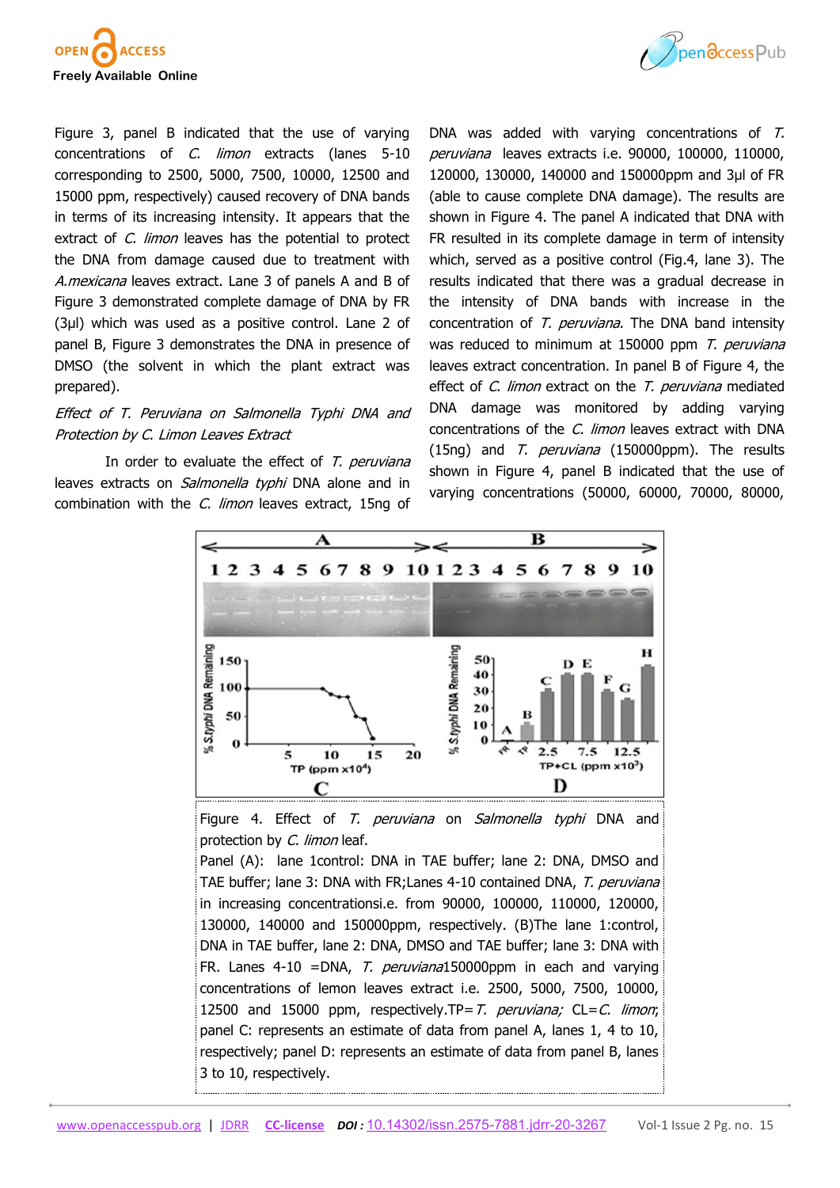Figure 3, panel B indicated that the use of varying concentrations of *C. limon* extracts (lanes 5-10 corresponding to 2500, 5000, 7500, 10000, 12500 and 15000 ppm, respectively) caused recovery of DNA bands in terms of its increasing intensity. It appears that the extract of *C. limon* leaves has the potential to protect the DNA from damage caused due to treatment with *A.mexicana* leaves extract. Lane 3 of panels A and B of Figure 3 demonstrated complete damage of DNA by FR (3µl) which was used as a positive control. Lane 2 of panel B, Figure 3 demonstrates the DNA in presence of DMSO (the solvent in which the plant extract was prepared).

*Effect of T. Peruviana on Salmonella Typhi DNA and Protection by C. Limon Leaves Extract*

In order to evaluate the effect of *T. peruviana* leaves extracts on *Salmonella typhi* DNA alone and in combination with the *C. limon* leaves extract, 15ng of DNA was added with varying concentrations of *T. peruviana* leaves extracts i.e. 90000, 100000, 110000, 120000, 130000, 140000 and 150000ppm and 3µl of FR (able to cause complete DNA damage). The results are shown in Figure 4. The panel A indicated that DNA with FR resulted in its complete damage in term of intensity which, served as a positive control (Fig.4, lane 3). The results indicated that there was a gradual decrease in the intensity of DNA bands with increase in the concentration of *T. peruviana*. The DNA band intensity was reduced to minimum at 150000 ppm *T. peruviana* leaves extract concentration. In panel B of Figure 4, the effect of *C. limon* extract on the *T. peruviana* mediated DNA damage was monitored by adding varying concentrations of the *C. limon* leaves extract with DNA (15ng) and *T. peruviana* (150000ppm). The results shown in Figure 4, panel B indicated that the use of varying concentrations (50000, 60000, 70000, 80000,

Figure 4. Effect of *T. peruviana* on *Salmonella typhi* DNA and protection by *C. limon* leaf.

Panel (A): lane 1control: DNA in TAE buffer; lane 2: DNA, DMSO and TAE buffer; lane 3: DNA with FR;Lanes 4-10 contained DNA, *T. peruviana* in increasing concentrationsi.e. from 90000, 100000, 110000, 120000, 130000, 140000 and 150000ppm, respectively. (B)The lane 1:control, DNA in TAE buffer, lane 2: DNA, DMSO and TAE buffer; lane 3: DNA with FR. Lanes 4-10 =DNA, *T. peruviana*150000ppm in each and varying concentrations of lemon leaves extract i.e. 2500, 5000, 7500, 10000, 12500 and 15000 ppm, respectively.TP= *T. peruviana;* CL=*C. limon*; panel C: represents an estimate of data from panel A, lanes 1, 4 to 10, respectively; panel D: represents an estimate of data from panel B, lanes 3 to 10, respectively.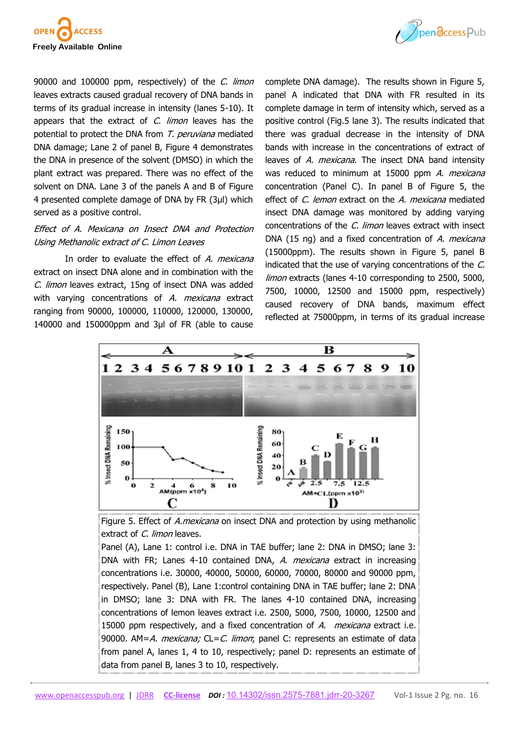90000 and 100000 ppm, respectively) of the *C. limon* leaves extracts caused gradual recovery of DNA bands in terms of its gradual increase in intensity (lanes 5-10). It appears that the extract of *C. limon* leaves has the potential to protect the DNA from *T. peruviana* mediated DNA damage; Lane 2 of panel B, Figure 4 demonstrates the DNA in presence of the solvent (DMSO) in which the plant extract was prepared. There was no effect of the solvent on DNA. Lane 3 of the panels A and B of Figure 4 presented complete damage of DNA by FR (3µl) which served as a positive control.

*Effect of A. Mexicana on Insect DNA and Protection Using Methanolic extract of C. Limon Leaves*

In order to evaluate the effect of *A. mexicana* extract on insect DNA alone and in combination with the *C. limon* leaves extract, 15ng of insect DNA was added with varying concentrations of *A. mexicana* extract ranging from 90000, 100000, 110000, 120000, 130000, 140000 and 150000ppm and 3µl of FR (able to cause complete DNA damage). The results shown in Figure 5, panel A indicated that DNA with FR resulted in its complete damage in term of intensity which, served as a positive control (Fig.5 lane 3). The results indicated that there was gradual decrease in the intensity of DNA bands with increase in the concentrations of extract of leaves of *A. mexicana*. The insect DNA band intensity was reduced to minimum at 15000 ppm *A. mexicana* concentration (Panel C). In panel B of Figure 5, the effect of *C. lemon* extract on the *A. mexicana* mediated insect DNA damage was monitored by adding varying concentrations of the *C. limon* leaves extract with insect DNA (15 ng) and a fixed concentration of *A. mexicana* (15000ppm). The results shown in Figure 5, panel B indicated that the use of varying concentrations of the *C. limon* extracts (lanes 4-10 corresponding to 2500, 5000, 7500, 10000, 12500 and 15000 ppm, respectively) caused recovery of DNA bands, maximum effect reflected at 75000ppm, in terms of its gradual increase

Figure 5. Effect of *A.mexicana* on insect DNA and protection by using methanolic extract of *C. limon* leaves.
Panel (A), Lane 1: control i.e. DNA in TAE buffer; lane 2: DNA in DMSO; lane 3: DNA with FR; Lanes 4-10 contained DNA, *A. mexicana* extract in increasing concentrations i.e. 30000, 40000, 50000, 60000, 70000, 80000 and 90000 ppm, respectively. Panel (B), Lane 1:control containing DNA in TAE buffer; lane 2: DNA in DMSO; lane 3: DNA with FR. The lanes 4-10 contained DNA, increasing concentrations of lemon leaves extract i.e. 2500, 5000, 7500, 10000, 12500 and 15000 ppm respectively, and a fixed concentration of *A. mexicana* extract i.e. 90000. AM=*A. mexicana;* CL=*C. limon*; panel C: represents an estimate of data from panel A, lanes 1, 4 to 10, respectively; panel D: represents an estimate of data from panel B, lanes 3 to 10, respectively.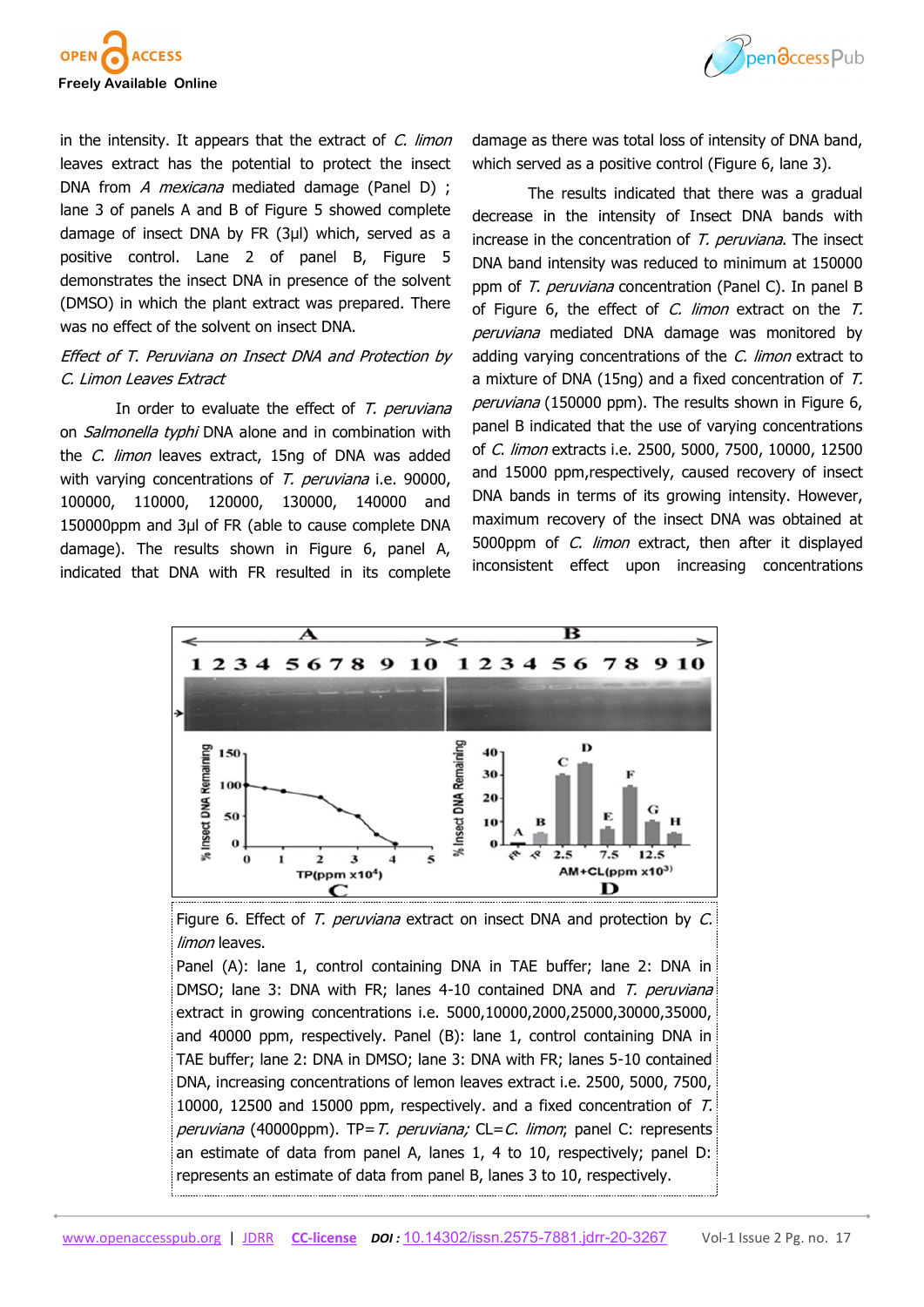in the intensity. It appears that the extract of *C. limon* leaves extract has the potential to protect the insect DNA from *A mexicana* mediated damage (Panel D) ; lane 3 of panels A and B of Figure 5 showed complete damage of insect DNA by FR (3µl) which, served as a positive control. Lane 2 of panel B, Figure 5 demonstrates the insect DNA in presence of the solvent (DMSO) in which the plant extract was prepared. There was no effect of the solvent on insect DNA.

*Effect of T. Peruviana on Insect DNA and Protection by C. Limon Leaves Extract*

In order to evaluate the effect of *T. peruviana* on *Salmonella typhi* DNA alone and in combination with the *C. limon* leaves extract, 15ng of DNA was added with varying concentrations of *T. peruviana* i.e. 90000, 100000, 110000, 120000, 130000, 140000 and 150000ppm and 3µl of FR (able to cause complete DNA damage). The results shown in Figure 6, panel A, indicated that DNA with FR resulted in its complete damage as there was total loss of intensity of DNA band, which served as a positive control (Figure 6, lane 3).

The results indicated that there was a gradual decrease in the intensity of Insect DNA bands with increase in the concentration of *T. peruviana*. The insect DNA band intensity was reduced to minimum at 150000 ppm of *T. peruviana* concentration (Panel C). In panel B of Figure 6, the effect of *C. limon* extract on the *T. peruviana* mediated DNA damage was monitored by adding varying concentrations of the *C. limon* extract to a mixture of DNA (15ng) and a fixed concentration of *T. peruviana* (150000 ppm). The results shown in Figure 6, panel B indicated that the use of varying concentrations of *C. limon* extracts i.e. 2500, 5000, 7500, 10000, 12500 and 15000 ppm,respectively, caused recovery of insect DNA bands in terms of its growing intensity. However, maximum recovery of the insect DNA was obtained at 5000ppm of *C. limon* extract, then after it displayed inconsistent effect upon increasing concentrations

Figure 6. Effect of *T. peruviana* extract on insect DNA and protection by *C. limon* leaves.

Panel (A): lane 1, control containing DNA in TAE buffer; lane 2: DNA in DMSO; lane 3: DNA with FR; lanes 4-10 contained DNA and *T. peruviana* extract in growing concentrations i.e. 5000,10000,2000,25000,30000,35000, and 40000 ppm, respectively. Panel (B): lane 1, control containing DNA in TAE buffer; lane 2: DNA in DMSO; lane 3: DNA with FR; lanes 5-10 contained DNA, increasing concentrations of lemon leaves extract i.e. 2500, 5000, 7500, 10000, 12500 and 15000 ppm, respectively. and a fixed concentration of *T. peruviana* (40000ppm). TP=*T. peruviana;* CL=*C. limon*; panel C: represents an estimate of data from panel A, lanes 1, 4 to 10, respectively; panel D: represents an estimate of data from panel B, lanes 3 to 10, respectively.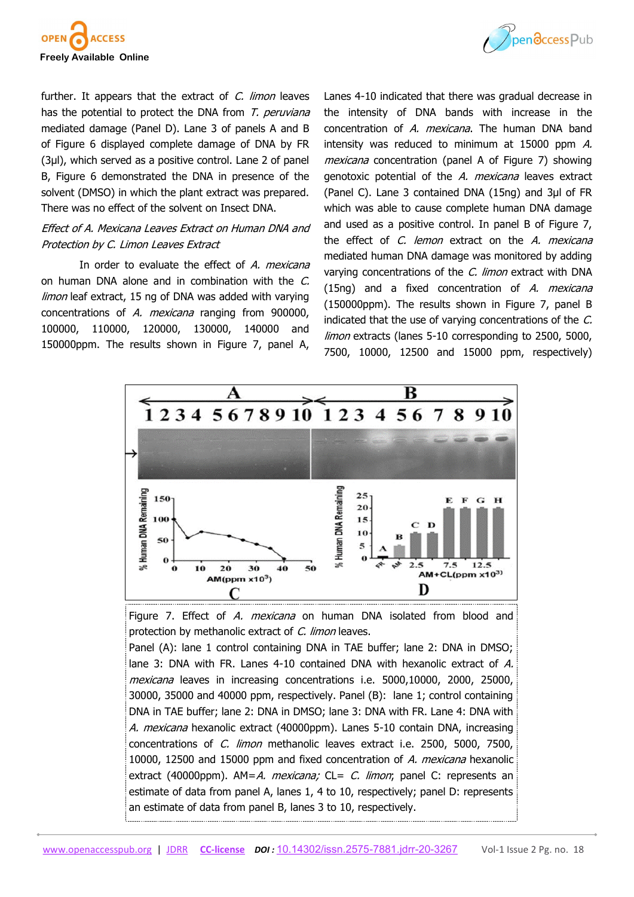further. It appears that the extract of *C. limon* leaves has the potential to protect the DNA from *T. peruviana* mediated damage (Panel D). Lane 3 of panels A and B of Figure 6 displayed complete damage of DNA by FR (3µl), which served as a positive control. Lane 2 of panel B, Figure 6 demonstrated the DNA in presence of the solvent (DMSO) in which the plant extract was prepared. There was no effect of the solvent on Insect DNA.

*Effect of A. Mexicana Leaves Extract on Human DNA and Protection by C. Limon Leaves Extract*

In order to evaluate the effect of *A. mexicana* on human DNA alone and in combination with the *C. limon* leaf extract, 15 ng of DNA was added with varying concentrations of *A. mexicana* ranging from 900000, 100000, 110000, 120000, 130000, 140000 and 150000ppm. The results shown in Figure 7, panel A, Lanes 4-10 indicated that there was gradual decrease in the intensity of DNA bands with increase in the concentration of *A. mexicana*. The human DNA band intensity was reduced to minimum at 15000 ppm *A. mexicana* concentration (panel A of Figure 7) showing genotoxic potential of the *A. mexicana* leaves extract (Panel C). Lane 3 contained DNA (15ng) and 3µl of FR which was able to cause complete human DNA damage and used as a positive control. In panel B of Figure 7, the effect of *C. lemon* extract on the *A. mexicana* mediated human DNA damage was monitored by adding varying concentrations of the *C. limon* extract with DNA (15ng) and a fixed concentration of *A. mexicana* (150000ppm). The results shown in Figure 7, panel B indicated that the use of varying concentrations of the *C. limon* extracts (lanes 5-10 corresponding to 2500, 5000, 7500, 10000, 12500 and 15000 ppm, respectively)

Figure 7. Effect of *A. mexicana* on human DNA isolated from blood and protection by methanolic extract of *C. limon* leaves.
Panel (A): lane 1 control containing DNA in TAE buffer; lane 2: DNA in DMSO; lane 3: DNA with FR. Lanes 4-10 contained DNA with hexanolic extract of *A. mexicana* leaves in increasing concentrations i.e. 5000,10000, 2000, 25000, 30000, 35000 and 40000 ppm, respectively. Panel (B): lane 1; control containing DNA in TAE buffer; lane 2: DNA in DMSO; lane 3: DNA with FR. Lane 4: DNA with *A. mexicana* hexanolic extract (40000ppm). Lanes 5-10 contain DNA, increasing concentrations of *C. limon* methanolic leaves extract i.e. 2500, 5000, 7500, 10000, 12500 and 15000 ppm and fixed concentration of *A. mexicana* hexanolic extract (40000ppm). AM=*A. mexicana;* CL= *C. limon*; panel C: represents an estimate of data from panel A, lanes 1, 4 to 10, respectively; panel D: represents an estimate of data from panel B, lanes 3 to 10, respectively.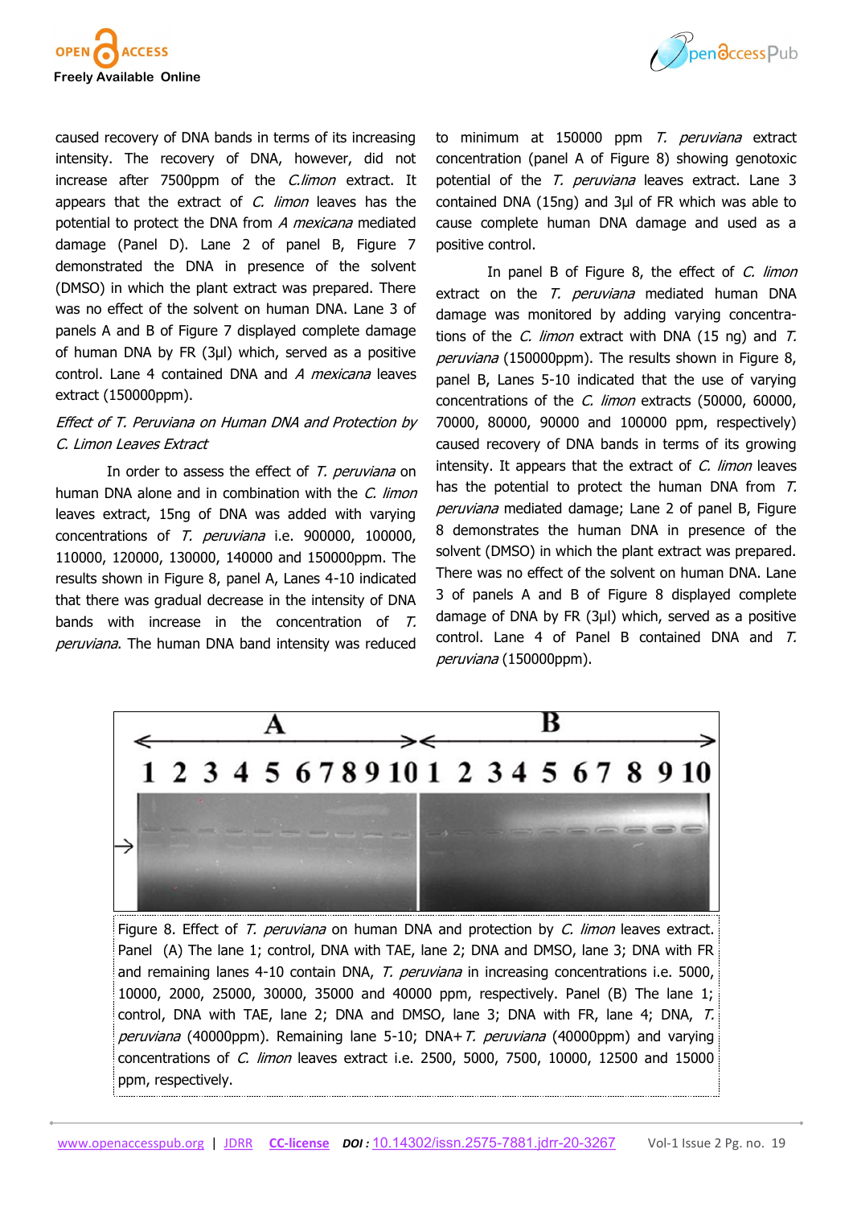caused recovery of DNA bands in terms of its increasing intensity. The recovery of DNA, however, did not increase after 7500ppm of the *C.limon* extract. It appears that the extract of *C. limon* leaves has the potential to protect the DNA from *A mexicana* mediated damage (Panel D). Lane 2 of panel B, Figure 7 demonstrated the DNA in presence of the solvent (DMSO) in which the plant extract was prepared. There was no effect of the solvent on human DNA. Lane 3 of panels A and B of Figure 7 displayed complete damage of human DNA by FR (3µl) which, served as a positive control. Lane 4 contained DNA and *A mexicana* leaves extract (150000ppm).

*Effect of T. Peruviana on Human DNA and Protection by C. Limon Leaves Extract*

In order to assess the effect of *T. peruviana* on human DNA alone and in combination with the *C. limon* leaves extract, 15ng of DNA was added with varying concentrations of *T. peruviana* i.e. 900000, 100000, 110000, 120000, 130000, 140000 and 150000ppm. The results shown in Figure 8, panel A, Lanes 4-10 indicated that there was gradual decrease in the intensity of DNA bands with increase in the concentration of *T. peruviana*. The human DNA band intensity was reduced to minimum at 150000 ppm *T. peruviana* extract concentration (panel A of Figure 8) showing genotoxic potential of the *T. peruviana* leaves extract. Lane 3 contained DNA (15ng) and 3µl of FR which was able to cause complete human DNA damage and used as a positive control.

In panel B of Figure 8, the effect of *C. limon* extract on the *T. peruviana* mediated human DNA damage was monitored by adding varying concentrations of the *C. limon* extract with DNA (15 ng) and *T. peruviana* (150000ppm). The results shown in Figure 8, panel B, Lanes 5-10 indicated that the use of varying concentrations of the *C. limon* extracts (50000, 60000, 70000, 80000, 90000 and 100000 ppm, respectively) caused recovery of DNA bands in terms of its growing intensity. It appears that the extract of *C. limon* leaves has the potential to protect the human DNA from *T. peruviana* mediated damage; Lane 2 of panel B, Figure 8 demonstrates the human DNA in presence of the solvent (DMSO) in which the plant extract was prepared. There was no effect of the solvent on human DNA. Lane 3 of panels A and B of Figure 8 displayed complete damage of DNA by FR (3µl) which, served as a positive control. Lane 4 of Panel B contained DNA and *T. peruviana* (150000ppm).

Figure 8. Effect of *T. peruviana* on human DNA and protection by *C. limon* leaves extract. Panel (A) The lane 1; control, DNA with TAE, lane 2; DNA and DMSO, lane 3; DNA with FR and remaining lanes 4-10 contain DNA, *T. peruviana* in increasing concentrations i.e. 5000, 10000, 2000, 25000, 30000, 35000 and 40000 ppm, respectively. Panel (B) The lane 1; control, DNA with TAE, lane 2; DNA and DMSO, lane 3; DNA with FR, lane 4; DNA, *T. peruviana* (40000ppm). Remaining lane 5-10; DNA+*T. peruviana* (40000ppm) and varying concentrations of *C. limon* leaves extract i.e. 2500, 5000, 7500, 10000, 12500 and 15000 ppm, respectively.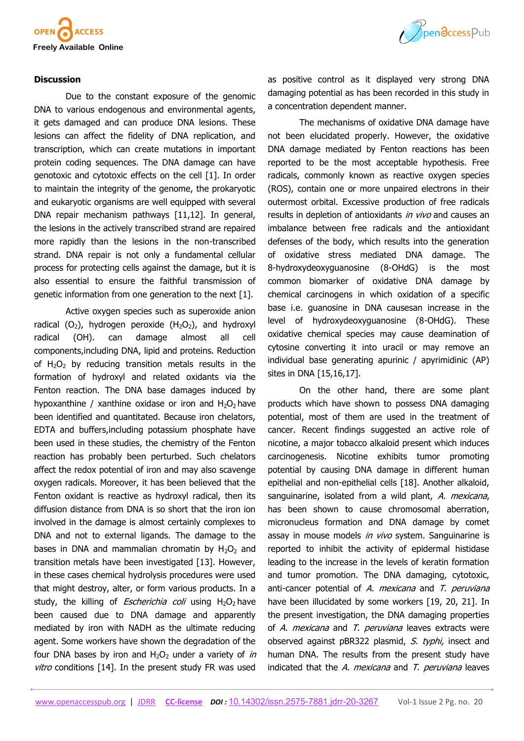## Discussion

Due to the constant exposure of the genomic DNA to various endogenous and environmental agents, it gets damaged and can produce DNA lesions. These lesions can affect the fidelity of DNA replication, and transcription, which can create mutations in important protein coding sequences. The DNA damage can have genotoxic and cytotoxic effects on the cell [1]. In order to maintain the integrity of the genome, the prokaryotic and eukaryotic organisms are well equipped with several DNA repair mechanism pathways [11,12]. In general, the lesions in the actively transcribed strand are repaired more rapidly than the lesions in the non-transcribed strand. DNA repair is not only a fundamental cellular process for protecting cells against the damage, but it is also essential to ensure the faithful transmission of genetic information from one generation to the next [1].

Active oxygen species such as superoxide anion radical ($O_2$), hydrogen peroxide ($H_2O_2$), and hydroxyl radical (OH). can damage almost all cell components,including DNA, lipid and proteins. Reduction of $H_2O_2$ by reducing transition metals results in the formation of hydroxyl and related oxidants via the Fenton reaction. The DNA base damages induced by hypoxanthine / xanthine oxidase or iron and $H_2O_2$ have been identified and quantitated. Because iron chelators, EDTA and buffers,including potassium phosphate have been used in these studies, the chemistry of the Fenton reaction has probably been perturbed. Such chelators affect the redox potential of iron and may also scavenge oxygen radicals. Moreover, it has been believed that the Fenton oxidant is reactive as hydroxyl radical, then its diffusion distance from DNA is so short that the iron ion involved in the damage is almost certainly complexes to DNA and not to external ligands. The damage to the bases in DNA and mammalian chromatin by $H_2O_2$ and transition metals have been investigated [13]. However, in these cases chemical hydrolysis procedures were used that might destroy, alter, or form various products. In a study, the killing of *Escherichia coli* using $H_2O_2$ have been caused due to DNA damage and apparently mediated by iron with NADH as the ultimate reducing agent. Some workers have shown the degradation of the four DNA bases by iron and $H_2O_2$ under a variety of *in vitro* conditions [14]. In the present study FR was used as positive control as it displayed very strong DNA damaging potential as has been recorded in this study in a concentration dependent manner.

The mechanisms of oxidative DNA damage have not been elucidated properly. However, the oxidative DNA damage mediated by Fenton reactions has been reported to be the most acceptable hypothesis. Free radicals, commonly known as reactive oxygen species (ROS), contain one or more unpaired electrons in their outermost orbital. Excessive production of free radicals results in depletion of antioxidants *in vivo* and causes an imbalance between free radicals and the antioxidant defenses of the body, which results into the generation of oxidative stress mediated DNA damage. The 8-hydroxydeoxyguanosine (8-OHdG) is the most common biomarker of oxidative DNA damage by chemical carcinogens in which oxidation of a specific base i.e. guanosine in DNA causesan increase in the level of hydroxydeoxyguanosine (8-OHdG). These oxidative chemical species may cause deamination of cytosine converting it into uracil or may remove an individual base generating apurinic / apyrimidinic (AP) sites in DNA [15,16,17].

On the other hand, there are some plant products which have shown to possess DNA damaging potential, most of them are used in the treatment of cancer. Recent findings suggested an active role of nicotine, a major tobacco alkaloid present which induces carcinogenesis. Nicotine exhibits tumor promoting potential by causing DNA damage in different human epithelial and non-epithelial cells [18]. Another alkaloid, sanguinarine, isolated from a wild plant, *A. mexicana*, has been shown to cause chromosomal aberration, micronucleus formation and DNA damage by comet assay in mouse models *in vivo* system. Sanguinarine is reported to inhibit the activity of epidermal histidase leading to the increase in the levels of keratin formation and tumor promotion. The DNA damaging, cytotoxic, anti-cancer potential of *A. mexicana* and *T. peruviana* have been illucidated by some workers [19, 20, 21]. In the present investigation, the DNA damaging properties of *A. mexicana* and *T. peruviana* leaves extracts were observed against pBR322 plasmid, *S. typhi,* insect and human DNA. The results from the present study have indicated that the *A. mexicana* and *T. peruviana* leaves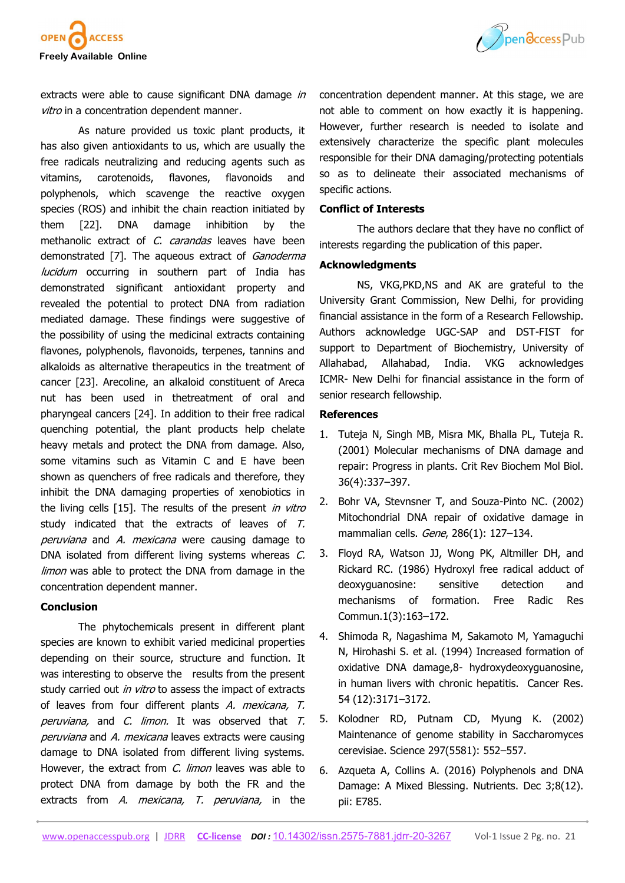extracts were able to cause significant DNA damage *in vitro* in a concentration dependent manner.

As nature provided us toxic plant products, it has also given antioxidants to us, which are usually the free radicals neutralizing and reducing agents such as vitamins, carotenoids, flavones, flavonoids and polyphenols, which scavenge the reactive oxygen species (ROS) and inhibit the chain reaction initiated by them [22]. DNA damage inhibition by the methanolic extract of *C. carandas* leaves have been demonstrated [7]. The aqueous extract of *Ganoderma lucidum* occurring in southern part of India has demonstrated significant antioxidant property and revealed the potential to protect DNA from radiation mediated damage. These findings were suggestive of the possibility of using the medicinal extracts containing flavones, polyphenols, flavonoids, terpenes, tannins and alkaloids as alternative therapeutics in the treatment of cancer [23]. Arecoline, an alkaloid constituent of Areca nut has been used in thetreatment of oral and pharyngeal cancers [24]. In addition to their free radical quenching potential, the plant products help chelate heavy metals and protect the DNA from damage. Also, some vitamins such as Vitamin C and E have been shown as quenchers of free radicals and therefore, they inhibit the DNA damaging properties of xenobiotics in the living cells [15]. The results of the present *in vitro* study indicated that the extracts of leaves of *T. peruviana* and *A. mexicana* were causing damage to DNA isolated from different living systems whereas *C. limon* was able to protect the DNA from damage in the concentration dependent manner.

## Conclusion

The phytochemicals present in different plant species are known to exhibit varied medicinal properties depending on their source, structure and function. It was interesting to observe the results from the present study carried out *in vitro* to assess the impact of extracts of leaves from four different plants *A. mexicana, T. peruviana,* and *C. limon.* It was observed that *T. peruviana* and *A. mexicana* leaves extracts were causing damage to DNA isolated from different living systems. However, the extract from *C. limon* leaves was able to protect DNA from damage by both the FR and the extracts from *A. mexicana, T. peruviana,* in the concentration dependent manner. At this stage, we are not able to comment on how exactly it is happening. However, further research is needed to isolate and extensively characterize the specific plant molecules responsible for their DNA damaging/protecting potentials so as to delineate their associated mechanisms of specific actions.

## Conflict of Interests

The authors declare that they have no conflict of interests regarding the publication of this paper.

## Acknowledgments

NS, VKG,PKD,NS and AK are grateful to the University Grant Commission, New Delhi, for providing financial assistance in the form of a Research Fellowship. Authors acknowledge UGC-SAP and DST-FIST for support to Department of Biochemistry, University of Allahabad, Allahabad, India. VKG acknowledges ICMR- New Delhi for financial assistance in the form of senior research fellowship.

## References

1. Tuteja N, Singh MB, Misra MK, Bhalla PL, Tuteja R. (2001) Molecular mechanisms of DNA damage and repair: Progress in plants. Crit Rev Biochem Mol Biol. 36(4):337–397.
2. Bohr VA, Stevnsner T, and Souza-Pinto NC. (2002) Mitochondrial DNA repair of oxidative damage in mammalian cells. *Gene*, 286(1): 127–134.
3. Floyd RA, Watson JJ, Wong PK, Altmiller DH, and Rickard RC. (1986) Hydroxyl free radical adduct of deoxyguanosine: sensitive detection and mechanisms of formation. Free Radic Res Commun.1(3):163–172.
4. Shimoda R, Nagashima M, Sakamoto M, Yamaguchi N, Hirohashi S. et al. (1994) Increased formation of oxidative DNA damage,8- hydroxydeoxyguanosine, in human livers with chronic hepatitis. Cancer Res. 54 (12):3171–3172.
5. Kolodner RD, Putnam CD, Myung K. (2002) Maintenance of genome stability in Saccharomyces cerevisiae. Science 297(5581): 552–557.
6. Azqueta A, Collins A. (2016) Polyphenols and DNA Damage: A Mixed Blessing. Nutrients. Dec 3;8(12). pii: E785.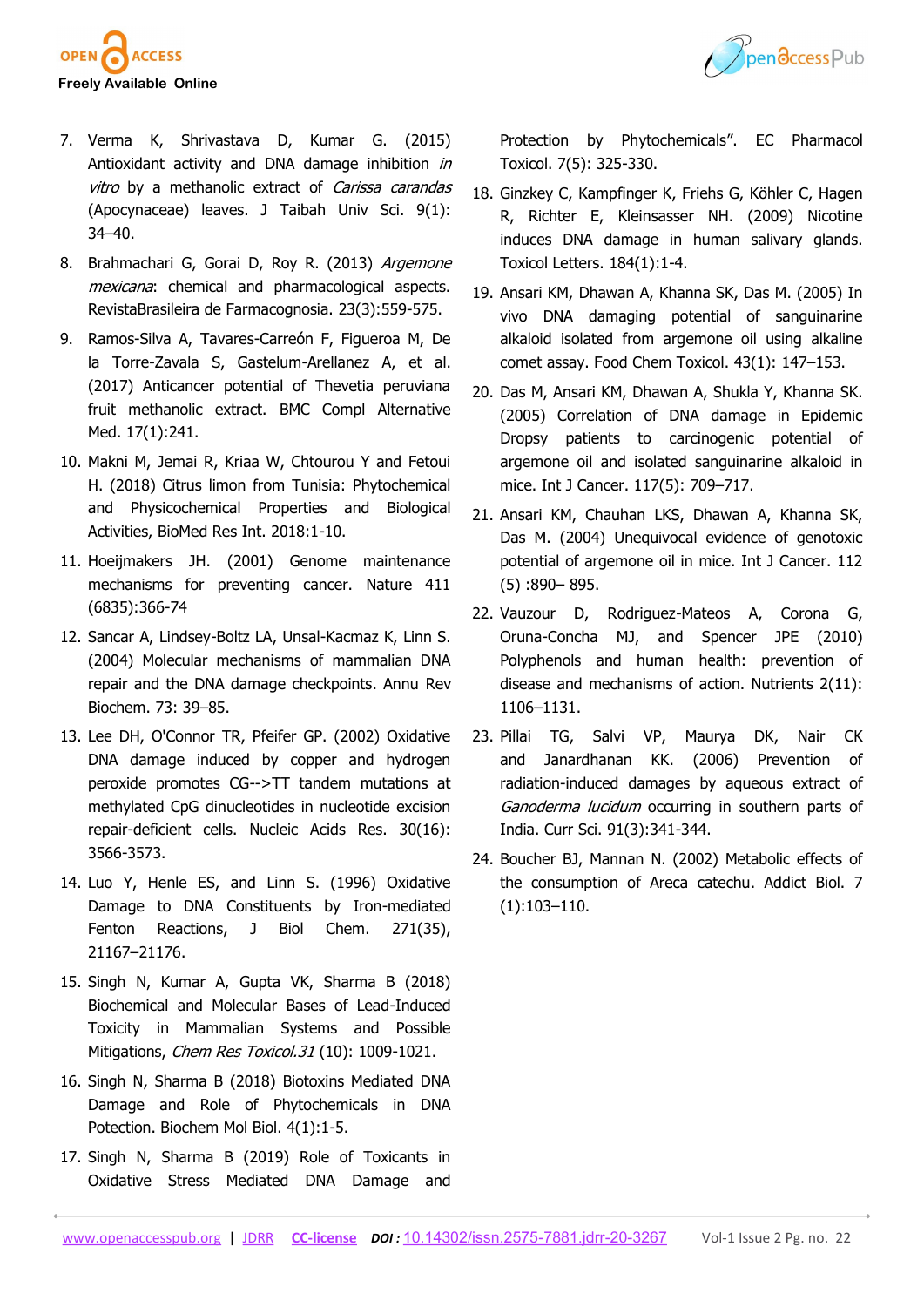7. Verma K, Shrivastava D, Kumar G. (2015) Antioxidant activity and DNA damage inhibition *in vitro* by a methanolic extract of *Carissa carandas* (Apocynaceae) leaves. J Taibah Univ Sci. 9(1): 34–40.
8. Brahmachari G, Gorai D, Roy R. (2013) *Argemone mexicana*: chemical and pharmacological aspects. RevistaBrasileira de Farmacognosia. 23(3):559-575.
9. Ramos-Silva A, Tavares-Carreón F, Figueroa M, De la Torre-Zavala S, Gastelum-Arellanez A, et al. (2017) Anticancer potential of Thevetia peruviana fruit methanolic extract. BMC Compl Alternative Med. 17(1):241.
10. Makni M, Jemai R, Kriaa W, Chtourou Y and Fetoui H. (2018) Citrus limon from Tunisia: Phytochemical and Physicochemical Properties and Biological Activities, BioMed Res Int. 2018:1-10.
11. Hoeijmakers JH. (2001) Genome maintenance mechanisms for preventing cancer. Nature 411 (6835):366-74
12. Sancar A, Lindsey-Boltz LA, Unsal-Kacmaz K, Linn S. (2004) Molecular mechanisms of mammalian DNA repair and the DNA damage checkpoints. Annu Rev Biochem. 73: 39–85.
13. Lee DH, O'Connor TR, Pfeifer GP. (2002) Oxidative DNA damage induced by copper and hydrogen peroxide promotes CG-->TT tandem mutations at methylated CpG dinucleotides in nucleotide excision repair-deficient cells. Nucleic Acids Res. 30(16): 3566-3573.
14. Luo Y, Henle ES, and Linn S. (1996) Oxidative Damage to DNA Constituents by Iron-mediated Fenton Reactions, J Biol Chem. 271(35), 21167–21176.
15. Singh N, Kumar A, Gupta VK, Sharma B (2018) Biochemical and Molecular Bases of Lead-Induced Toxicity in Mammalian Systems and Possible Mitigations, *Chem Res Toxicol.31* (10): 1009-1021.
16. Singh N, Sharma B (2018) Biotoxins Mediated DNA Damage and Role of Phytochemicals in DNA Potection. Biochem Mol Biol. 4(1):1-5.
17. Singh N, Sharma B (2019) Role of Toxicants in Oxidative Stress Mediated DNA Damage and Protection by Phytochemicals". EC Pharmacol Toxicol. 7(5): 325-330.
18. Ginzkey C, Kampfinger K, Friehs G, Köhler C, Hagen R, Richter E, Kleinsasser NH. (2009) Nicotine induces DNA damage in human salivary glands. Toxicol Letters. 184(1):1-4.
19. Ansari KM, Dhawan A, Khanna SK, Das M. (2005) In vivo DNA damaging potential of sanguinarine alkaloid isolated from argemone oil using alkaline comet assay. Food Chem Toxicol. 43(1): 147–153.
20. Das M, Ansari KM, Dhawan A, Shukla Y, Khanna SK. (2005) Correlation of DNA damage in Epidemic Dropsy patients to carcinogenic potential of argemone oil and isolated sanguinarine alkaloid in mice. Int J Cancer. 117(5): 709–717.
21. Ansari KM, Chauhan LKS, Dhawan A, Khanna SK, Das M. (2004) Unequivocal evidence of genotoxic potential of argemone oil in mice. Int J Cancer. 112 (5) :890– 895.
22. Vauzour D, Rodriguez-Mateos A, Corona G, Oruna-Concha MJ, and Spencer JPE (2010) Polyphenols and human health: prevention of disease and mechanisms of action. Nutrients 2(11): 1106–1131.
23. Pillai TG, Salvi VP, Maurya DK, Nair CK and Janardhanan KK. (2006) Prevention of radiation-induced damages by aqueous extract of *Ganoderma lucidum* occurring in southern parts of India. Curr Sci. 91(3):341-344.
24. Boucher BJ, Mannan N. (2002) Metabolic effects of the consumption of Areca catechu. Addict Biol. 7 (1):103–110.